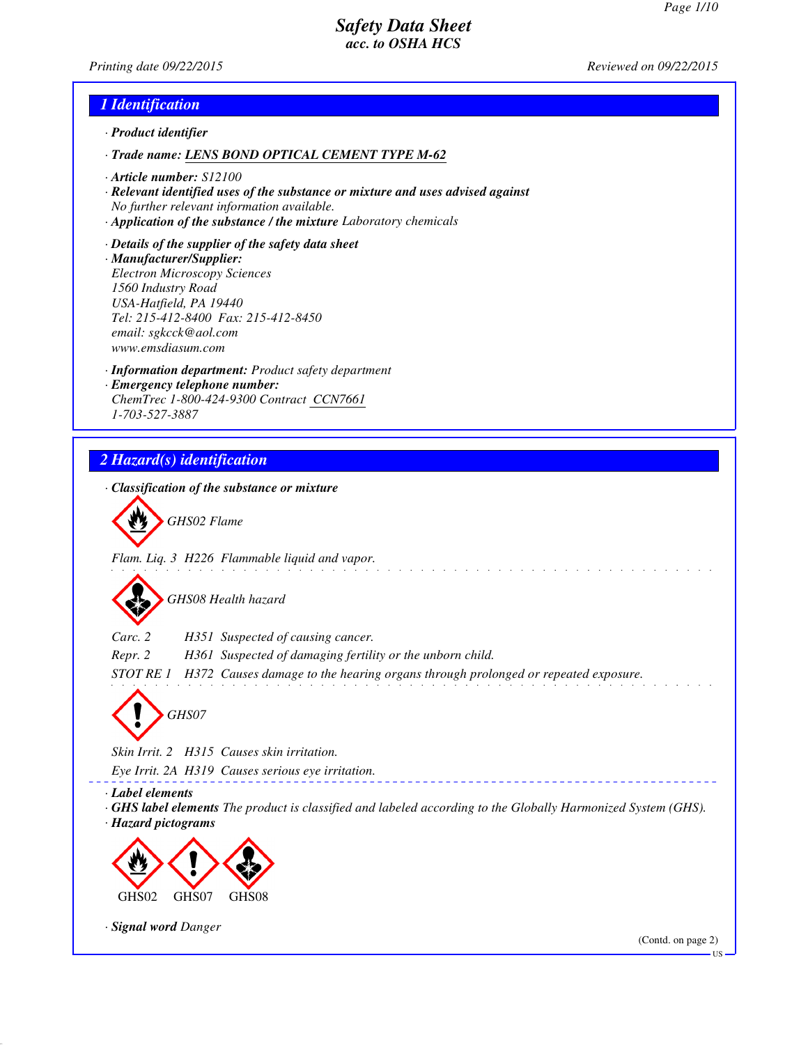# Safety Data Sheet
## acc. to OSHA HCS

Printing date 09/22/2015 Reviewed on 09/22/2015

## 1 Identification

· **Product identifier**

· **Trade name:** **LENS BOND OPTICAL CEMENT TYPE M-62**

· **Article number:** S12100

· **Relevant identified uses of the substance or mixture and uses advised against**
No further relevant information available.

· **Application of the substance / the mixture** Laboratory chemicals

· **Details of the supplier of the safety data sheet**

· **Manufacturer/Supplier:**
Electron Microscopy Sciences
1560 Industry Road
USA-Hatfield, PA 19440
Tel: 215-412-8400 Fax: 215-412-8450
email: sgkcck@aol.com
www.emsdiasum.com

· **Information department:** Product safety department

· **Emergency telephone number:**
ChemTrec 1-800-424-9300 Contract CCN7661
1-703-527-3887

## 2 Hazard(s) identification

· **Classification of the substance or mixture**

GHS02 Flame

Flam. Liq. 3 H226 Flammable liquid and vapor.

GHS08 Health hazard

Carc. 2 H351 Suspected of causing cancer.
Repr. 2 H361 Suspected of damaging fertility or the unborn child.
STOT RE 1 H372 Causes damage to the hearing organs through prolonged or repeated exposure.

GHS07

Skin Irrit. 2 H315 Causes skin irritation.
Eye Irrit. 2A H319 Causes serious eye irritation.

· **Label elements**

· **GHS label elements** The product is classified and labeled according to the Globally Harmonized System (GHS).

· **Hazard pictograms**

GHS02 GHS07 GHS08

· **Signal word** Danger

(Contd. on page 2)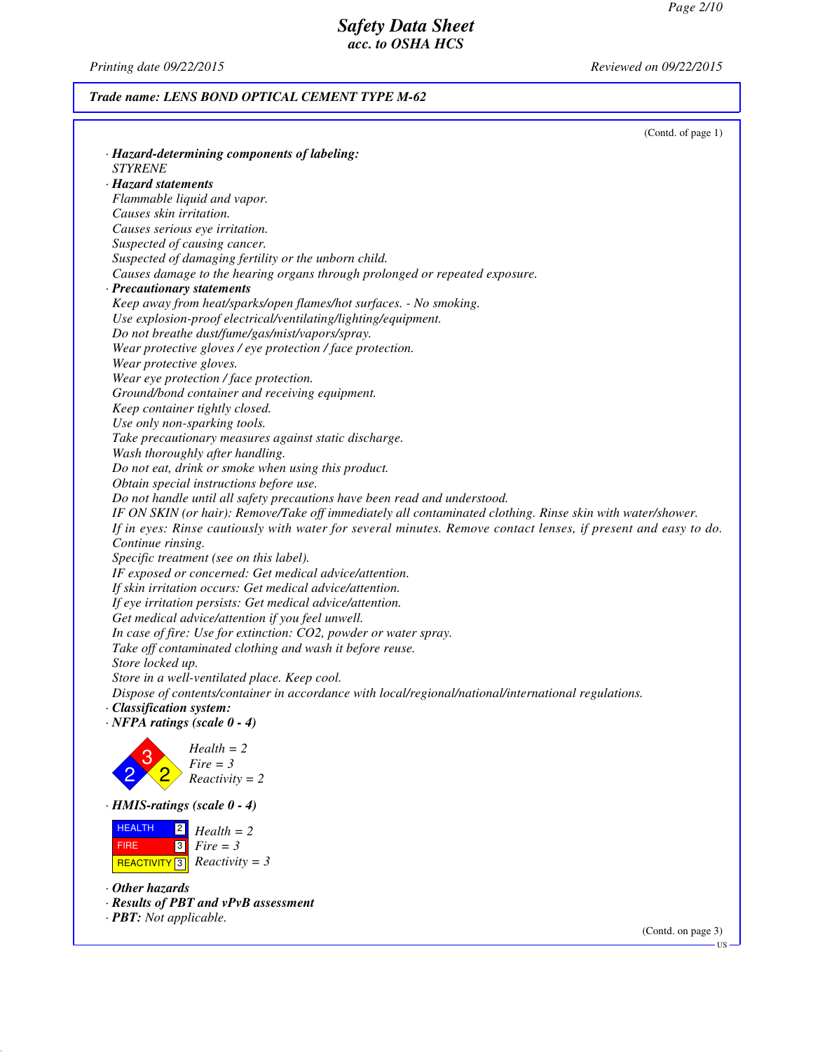**Trade name: LENS BOND OPTICAL CEMENT TYPE M-62**

(Contd. of page 1)

· ***Hazard-determining components of labeling:***
*STYRENE*

· ***Hazard statements***
*Flammable liquid and vapor.*
*Causes skin irritation.*
*Causes serious eye irritation.*
*Suspected of causing cancer.*
*Suspected of damaging fertility or the unborn child.*
*Causes damage to the hearing organs through prolonged or repeated exposure.*

· ***Precautionary statements***
*Keep away from heat/sparks/open flames/hot surfaces. - No smoking.*
*Use explosion-proof electrical/ventilating/lighting/equipment.*
*Do not breathe dust/fume/gas/mist/vapors/spray.*
*Wear protective gloves / eye protection / face protection.*
*Wear protective gloves.*
*Wear eye protection / face protection.*
*Ground/bond container and receiving equipment.*
*Keep container tightly closed.*
*Use only non-sparking tools.*
*Take precautionary measures against static discharge.*
*Wash thoroughly after handling.*
*Do not eat, drink or smoke when using this product.*
*Obtain special instructions before use.*
*Do not handle until all safety precautions have been read and understood.*
*IF ON SKIN (or hair): Remove/Take off immediately all contaminated clothing. Rinse skin with water/shower.*
*If in eyes: Rinse cautiously with water for several minutes. Remove contact lenses, if present and easy to do. Continue rinsing.*
*Specific treatment (see on this label).*
*IF exposed or concerned: Get medical advice/attention.*
*If skin irritation occurs: Get medical advice/attention.*
*If eye irritation persists: Get medical advice/attention.*
*Get medical advice/attention if you feel unwell.*
*In case of fire: Use for extinction: CO2, powder or water spray.*
*Take off contaminated clothing and wash it before reuse.*
*Store locked up.*
*Store in a well-ventilated place. Keep cool.*
*Dispose of contents/container in accordance with local/regional/national/international regulations.*

· ***Classification system:***

· ***NFPA ratings (scale 0 - 4)***

*Health = 2*
*Fire = 3*
*Reactivity = 2*

· ***HMIS-ratings (scale 0 - 4)***

| | | |
|---|---|---|
| HEALTH | 2 | *Health = 2* |
| FIRE | 3 | *Fire = 3* |
| REACTIVITY | 3 | *Reactivity = 3* |

· ***Other hazards***

· ***Results of PBT and vPvB assessment***

· ***PBT:*** *Not applicable.*

(Contd. on page 3)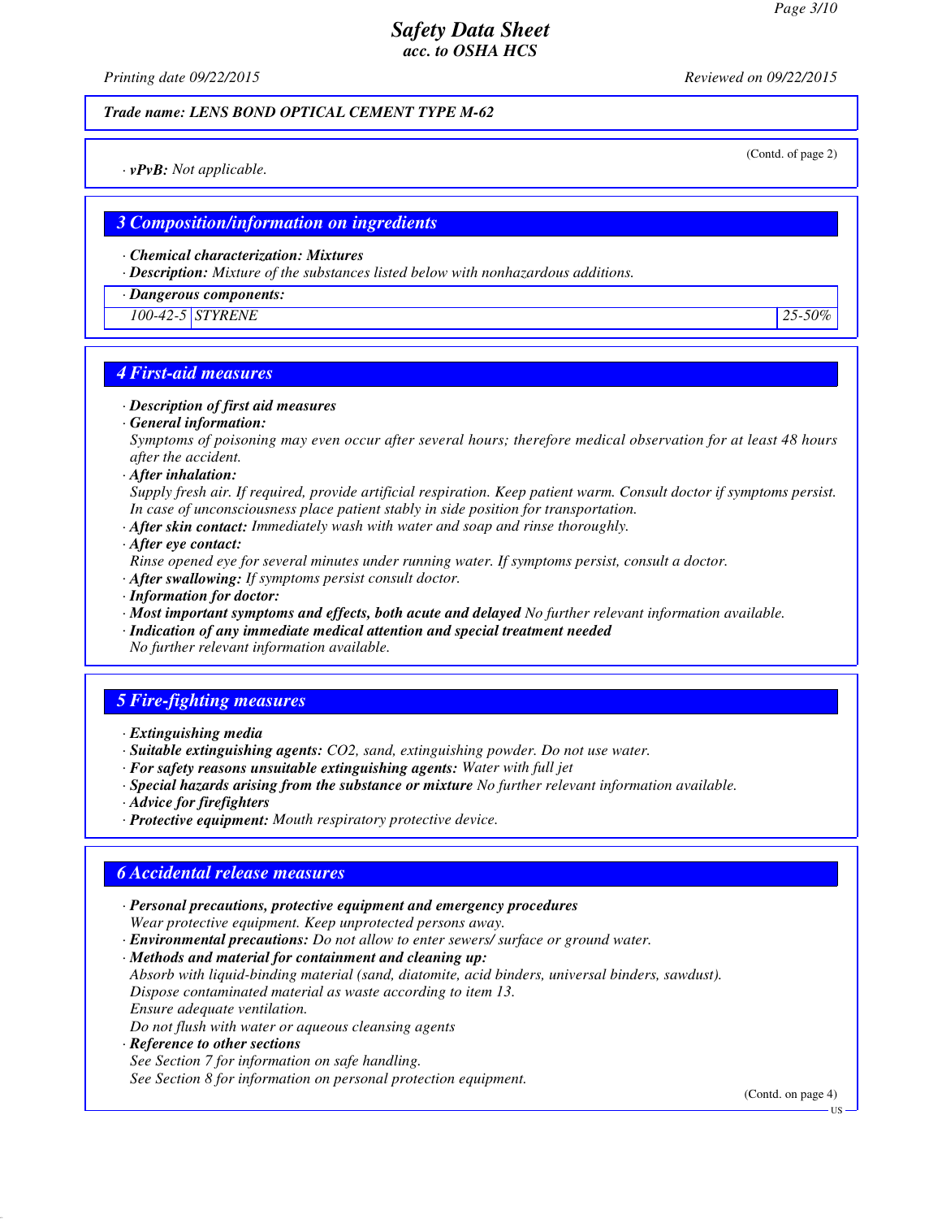**Trade name: LENS BOND OPTICAL CEMENT TYPE M-62**

(Contd. of page 2)

· **vPvB:** Not applicable.

## 3 Composition/information on ingredients

· **Chemical characterization: Mixtures**
· **Description:** Mixture of the substances listed below with nonhazardous additions.

| · Dangerous components: | | |
|---|---|---|
| 100-42-5 | STYRENE | 25-50% |

## 4 First-aid measures

· **Description of first aid measures**
· **General information:**
Symptoms of poisoning may even occur after several hours; therefore medical observation for at least 48 hours after the accident.
· **After inhalation:**
Supply fresh air. If required, provide artificial respiration. Keep patient warm. Consult doctor if symptoms persist.
In case of unconsciousness place patient stably in side position for transportation.
· **After skin contact:** Immediately wash with water and soap and rinse thoroughly.
· **After eye contact:**
Rinse opened eye for several minutes under running water. If symptoms persist, consult a doctor.
· **After swallowing:** If symptoms persist consult doctor.
· **Information for doctor:**
· **Most important symptoms and effects, both acute and delayed** No further relevant information available.
· **Indication of any immediate medical attention and special treatment needed**
No further relevant information available.

## 5 Fire-fighting measures

· **Extinguishing media**
· **Suitable extinguishing agents:** CO2, sand, extinguishing powder. Do not use water.
· **For safety reasons unsuitable extinguishing agents:** Water with full jet
· **Special hazards arising from the substance or mixture** No further relevant information available.
· **Advice for firefighters**
· **Protective equipment:** Mouth respiratory protective device.

## 6 Accidental release measures

· **Personal precautions, protective equipment and emergency procedures**
Wear protective equipment. Keep unprotected persons away.
· **Environmental precautions:** Do not allow to enter sewers/ surface or ground water.
· **Methods and material for containment and cleaning up:**
Absorb with liquid-binding material (sand, diatomite, acid binders, universal binders, sawdust).
Dispose contaminated material as waste according to item 13.
Ensure adequate ventilation.
Do not flush with water or aqueous cleansing agents
· **Reference to other sections**
See Section 7 for information on safe handling.
See Section 8 for information on personal protection equipment.

(Contd. on page 4)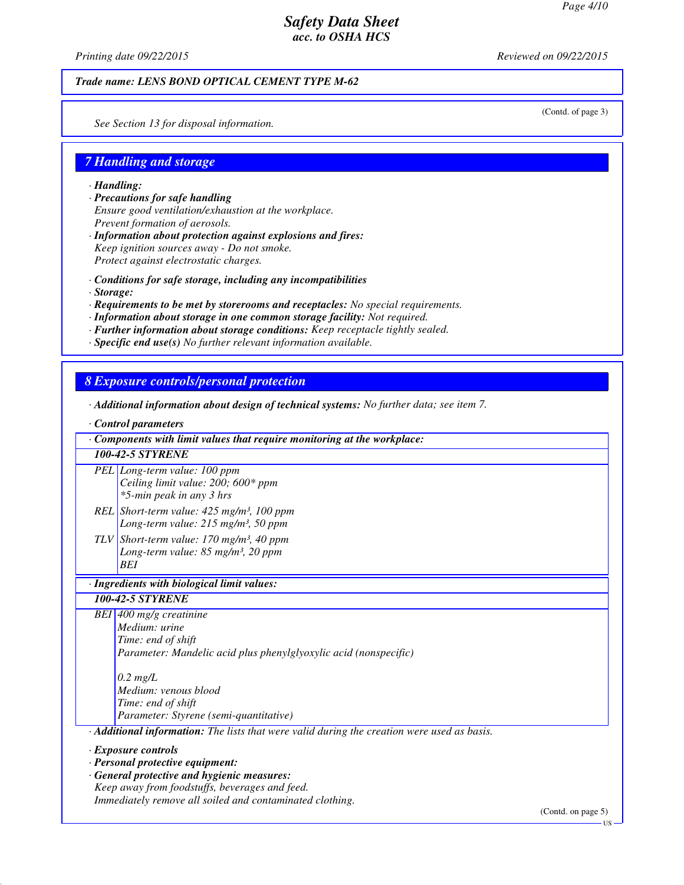(Contd. of page 3)

See Section 13 for disposal information.

## 7 Handling and storage

· **Handling:**
· **Precautions for safe handling**
Ensure good ventilation/exhaustion at the workplace.
Prevent formation of aerosols.
· **Information about protection against explosions and fires:**
Keep ignition sources away - Do not smoke.
Protect against electrostatic charges.

· **Conditions for safe storage, including any incompatibilities**
· **Storage:**
· **Requirements to be met by storerooms and receptacles:** No special requirements.
· **Information about storage in one common storage facility:** Not required.
· **Further information about storage conditions:** Keep receptacle tightly sealed.
· **Specific end use(s)** No further relevant information available.

## 8 Exposure controls/personal protection

· **Additional information about design of technical systems:** No further data; see item 7.

· **Control parameters**

| · **Components with limit values that require monitoring at the workplace:** | |
|---|---|
| **100-42-5 STYRENE** | |
| PEL | Long-term value: 100 ppm<br>Ceiling limit value: 200; 600* ppm<br>*5-min peak in any 3 hrs |
| REL | Short-term value: 425 mg/m³, 100 ppm<br>Long-term value: 215 mg/m³, 50 ppm |
| TLV | Short-term value: 170 mg/m³, 40 ppm<br>Long-term value: 85 mg/m³, 20 ppm<br>BEI |

| · **Ingredients with biological limit values:** | |
|---|---|
| **100-42-5 STYRENE** | |
| BEI | 400 mg/g creatinine<br>Medium: urine<br>Time: end of shift<br>Parameter: Mandelic acid plus phenylglyoxylic acid (nonspecific)<br><br>0.2 mg/L<br>Medium: venous blood<br>Time: end of shift<br>Parameter: Styrene (semi-quantitative) |

· **Additional information:** The lists that were valid during the creation were used as basis.

· **Exposure controls**
· **Personal protective equipment:**
· **General protective and hygienic measures:**
Keep away from foodstuffs, beverages and feed.
Immediately remove all soiled and contaminated clothing.

(Contd. on page 5)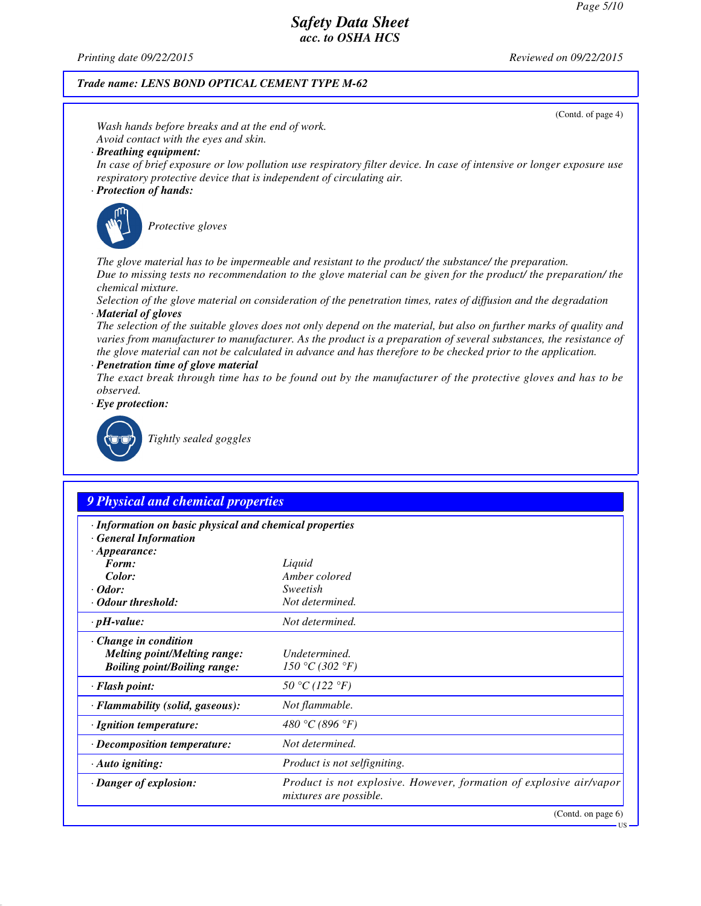Safety Data Sheet
acc. to OSHA HCS

Printing date 09/22/2015 | Reviewed on 09/22/2015

**Trade name: LENS BOND OPTICAL CEMENT TYPE M-62**

(Contd. of page 4)

Wash hands before breaks and at the end of work.
Avoid contact with the eyes and skin.

· **Breathing equipment:**
In case of brief exposure or low pollution use respiratory filter device. In case of intensive or longer exposure use respiratory protective device that is independent of circulating air.

· **Protection of hands:**

Protective gloves

The glove material has to be impermeable and resistant to the product/ the substance/ the preparation.
Due to missing tests no recommendation to the glove material can be given for the product/ the preparation/ the chemical mixture.
Selection of the glove material on consideration of the penetration times, rates of diffusion and the degradation

· **Material of gloves**
The selection of the suitable gloves does not only depend on the material, but also on further marks of quality and varies from manufacturer to manufacturer. As the product is a preparation of several substances, the resistance of the glove material can not be calculated in advance and has therefore to be checked prior to the application.

· **Penetration time of glove material**
The exact break through time has to be found out by the manufacturer of the protective gloves and has to be observed.

· **Eye protection:**

Tightly sealed goggles

## 9 Physical and chemical properties

· **Information on basic physical and chemical properties**
· **General Information**

| Property | Value |
|---|---|
| · **Appearance:** | |
| **Form:** | Liquid |
| **Color:** | Amber colored |
| · **Odor:** | Sweetish |
| · **Odour threshold:** | Not determined. |
| · **pH-value:** | Not determined. |
| · **Change in condition** | |
| **Melting point/Melting range:** | Undetermined. |
| **Boiling point/Boiling range:** | 150 °C (302 °F) |
| · **Flash point:** | 50 °C (122 °F) |
| · **Flammability (solid, gaseous):** | Not flammable. |
| · **Ignition temperature:** | 480 °C (896 °F) |
| · **Decomposition temperature:** | Not determined. |
| · **Auto igniting:** | Product is not selfigniting. |
| · **Danger of explosion:** | Product is not explosive. However, formation of explosive air/vapor mixtures are possible. |

(Contd. on page 6)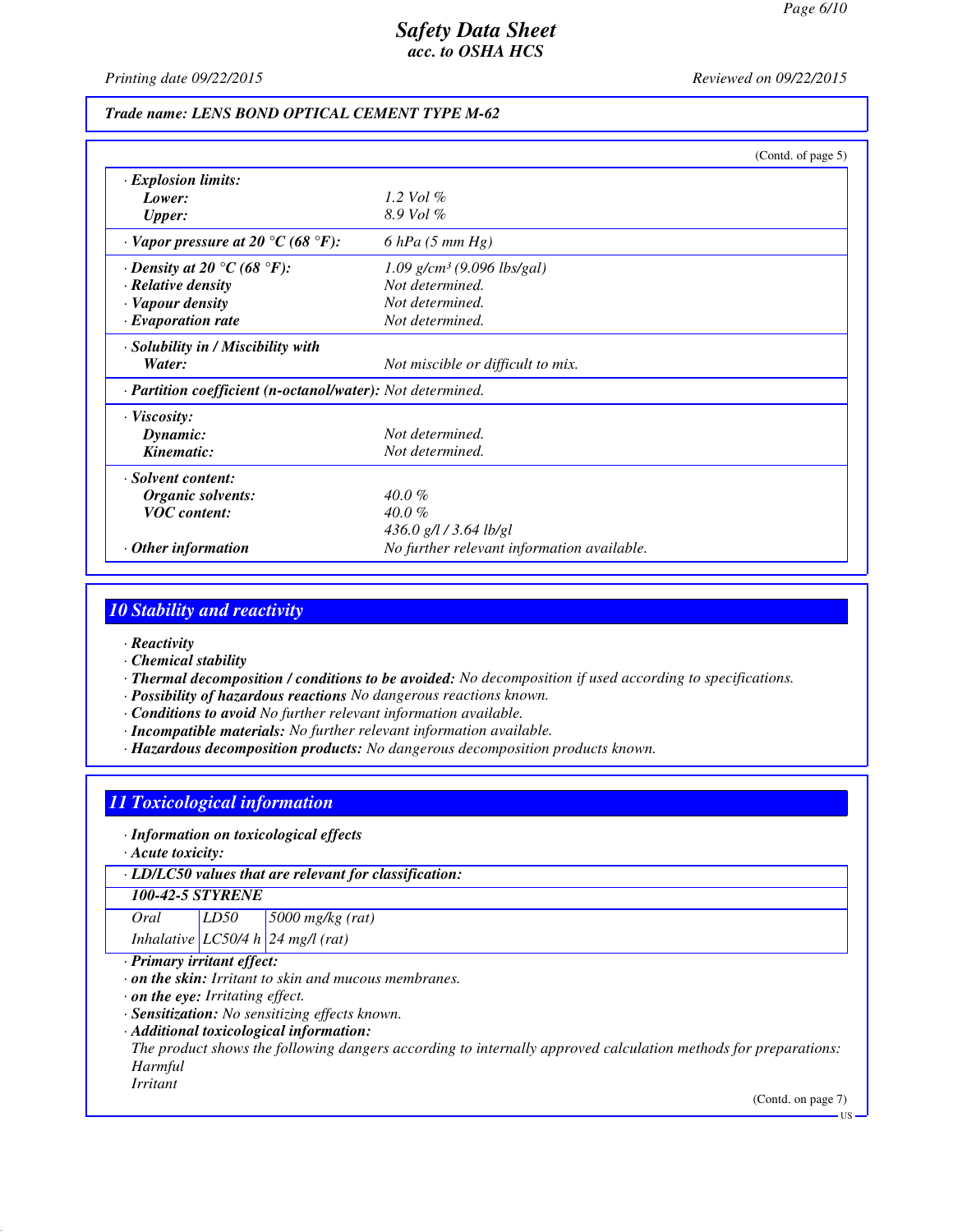Trade name: LENS BOND OPTICAL CEMENT TYPE M-62

(Contd. of page 5)

| | |
|---|---|
| · **Explosion limits:** | |
| **Lower:** | 1.2 Vol % |
| **Upper:** | 8.9 Vol % |
| · **Vapor pressure at 20 °C (68 °F):** | 6 hPa (5 mm Hg) |
| · **Density at 20 °C (68 °F):** | 1.09 g/cm³ (9.096 lbs/gal) |
| · **Relative density** | Not determined. |
| · **Vapour density** | Not determined. |
| · **Evaporation rate** | Not determined. |
| · **Solubility in / Miscibility with** | |
| **Water:** | Not miscible or difficult to mix. |
| · **Partition coefficient (n-octanol/water):** | Not determined. |
| · **Viscosity:** | |
| **Dynamic:** | Not determined. |
| **Kinematic:** | Not determined. |
| · **Solvent content:** | |
| **Organic solvents:** | 40.0 % |
| **VOC content:** | 40.0 % |
| | 436.0 g/l / 3.64 lb/gl |
| · **Other information** | No further relevant information available. |

## 10 Stability and reactivity

· **Reactivity**
· **Chemical stability**
· **Thermal decomposition / conditions to be avoided:** No decomposition if used according to specifications.
· **Possibility of hazardous reactions** No dangerous reactions known.
· **Conditions to avoid** No further relevant information available.
· **Incompatible materials:** No further relevant information available.
· **Hazardous decomposition products:** No dangerous decomposition products known.

## 11 Toxicological information

· **Information on toxicological effects**
· **Acute toxicity:**

· **LD/LC50 values that are relevant for classification:**

| **100-42-5 STYRENE** | | |
|---|---|---|
| Oral | LD50 | 5000 mg/kg (rat) |
| Inhalative | LC50/4 h | 24 mg/l (rat) |

· **Primary irritant effect:**
· **on the skin:** Irritant to skin and mucous membranes.
· **on the eye:** Irritating effect.
· **Sensitization:** No sensitizing effects known.
· **Additional toxicological information:**
The product shows the following dangers according to internally approved calculation methods for preparations:
Harmful
Irritant

(Contd. on page 7)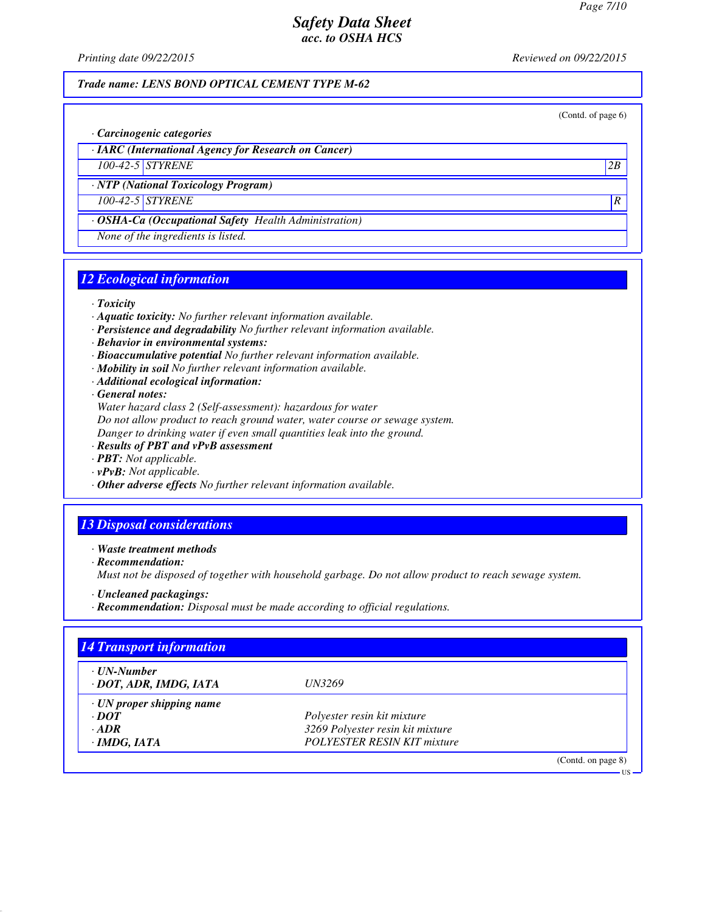Trade name: LENS BOND OPTICAL CEMENT TYPE M-62

(Contd. of page 6)

· **Carcinogenic categories**

| · **IARC (International Agency for Research on Cancer)** | | |
|---|---|---|
| 100-42-5 | STYRENE | 2B |

| · **NTP (National Toxicology Program)** | | |
|---|---|---|
| 100-42-5 | STYRENE | R |

| · **OSHA-Ca (Occupational Safety Health Administration)** |
|---|
| None of the ingredients is listed. |

## 12 Ecological information

· **Toxicity**
· **Aquatic toxicity:** No further relevant information available.
· **Persistence and degradability** No further relevant information available.
· **Behavior in environmental systems:**
· **Bioaccumulative potential** No further relevant information available.
· **Mobility in soil** No further relevant information available.
· **Additional ecological information:**
· **General notes:**
Water hazard class 2 (Self-assessment): hazardous for water
Do not allow product to reach ground water, water course or sewage system.
Danger to drinking water if even small quantities leak into the ground.
· **Results of PBT and vPvB assessment**
· **PBT:** Not applicable.
· **vPvB:** Not applicable.
· **Other adverse effects** No further relevant information available.

## 13 Disposal considerations

· **Waste treatment methods**
· **Recommendation:**
Must not be disposed of together with household garbage. Do not allow product to reach sewage system.

· **Uncleaned packagings:**
· **Recommendation:** Disposal must be made according to official regulations.

## 14 Transport information

| · **UN-Number** | |
|---|---|
| · **DOT, ADR, IMDG, IATA** | UN3269 |
| · **UN proper shipping name** | |
| · **DOT** | Polyester resin kit mixture |
| · **ADR** | 3269 Polyester resin kit mixture |
| · **IMDG, IATA** | POLYESTER RESIN KIT mixture |

(Contd. on page 8)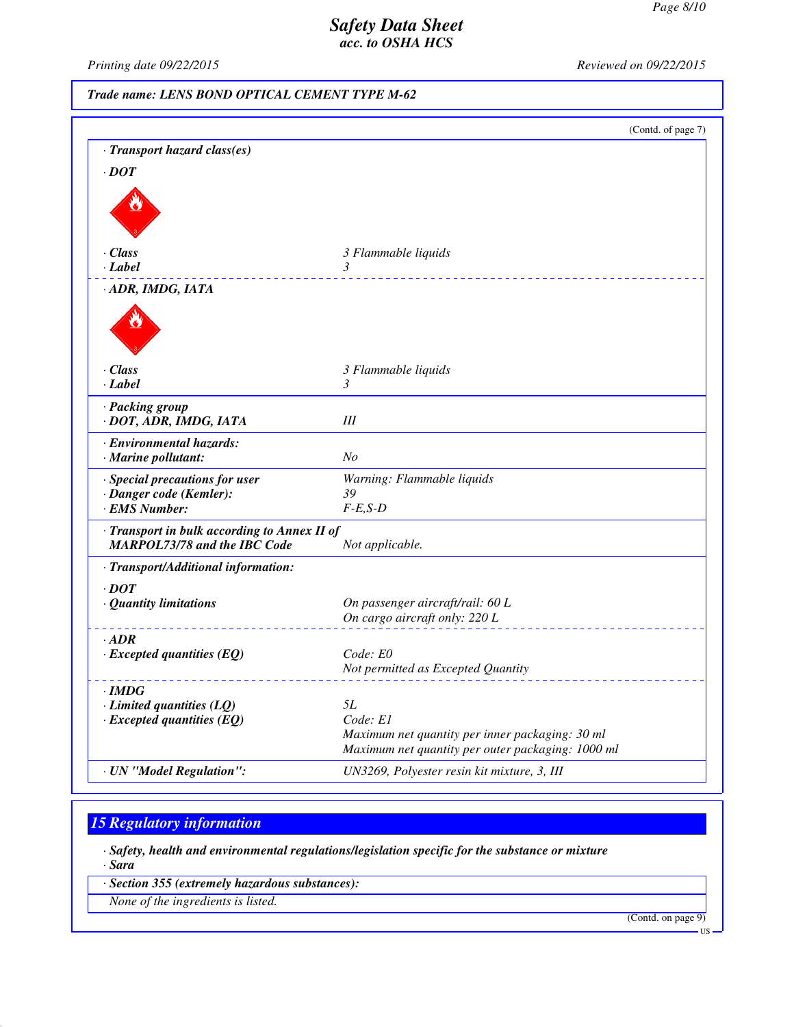**Trade name: LENS BOND OPTICAL CEMENT TYPE M-62**

(Contd. of page 7)

**· Transport hazard class(es)**

**· DOT**

| | |
|---|---|
| **· Class** | 3 Flammable liquids |
| **· Label** | 3 |

**· ADR, IMDG, IATA**

| | |
|---|---|
| **· Class** | 3 Flammable liquids |
| **· Label** | 3 |

| | |
|---|---|
| **· Packing group** | |
| **· DOT, ADR, IMDG, IATA** | III |
| **· Environmental hazards:** | |
| **· Marine pollutant:** | No |
| **· Special precautions for user** | Warning: Flammable liquids |
| **· Danger code (Kemler):** | 39 |
| **· EMS Number:** | F-E,S-D |
| **· Transport in bulk according to Annex II of MARPOL73/78 and the IBC Code** | Not applicable. |

**· Transport/Additional information:**

| | |
|---|---|
| **· DOT** | |
| **· Quantity limitations** | On passenger aircraft/rail: 60 L<br>On cargo aircraft only: 220 L |
| **· ADR** | |
| **· Excepted quantities (EQ)** | Code: E0<br>Not permitted as Excepted Quantity |
| **· IMDG** | |
| **· Limited quantities (LQ)** | 5L |
| **· Excepted quantities (EQ)** | Code: E1<br>Maximum net quantity per inner packaging: 30 ml<br>Maximum net quantity per outer packaging: 1000 ml |
| **· UN "Model Regulation":** | UN3269, Polyester resin kit mixture, 3, III |

## 15 Regulatory information

**· Safety, health and environmental regulations/legislation specific for the substance or mixture**

**· Sara**

**· Section 355 (extremely hazardous substances):**

None of the ingredients is listed.

(Contd. on page 9)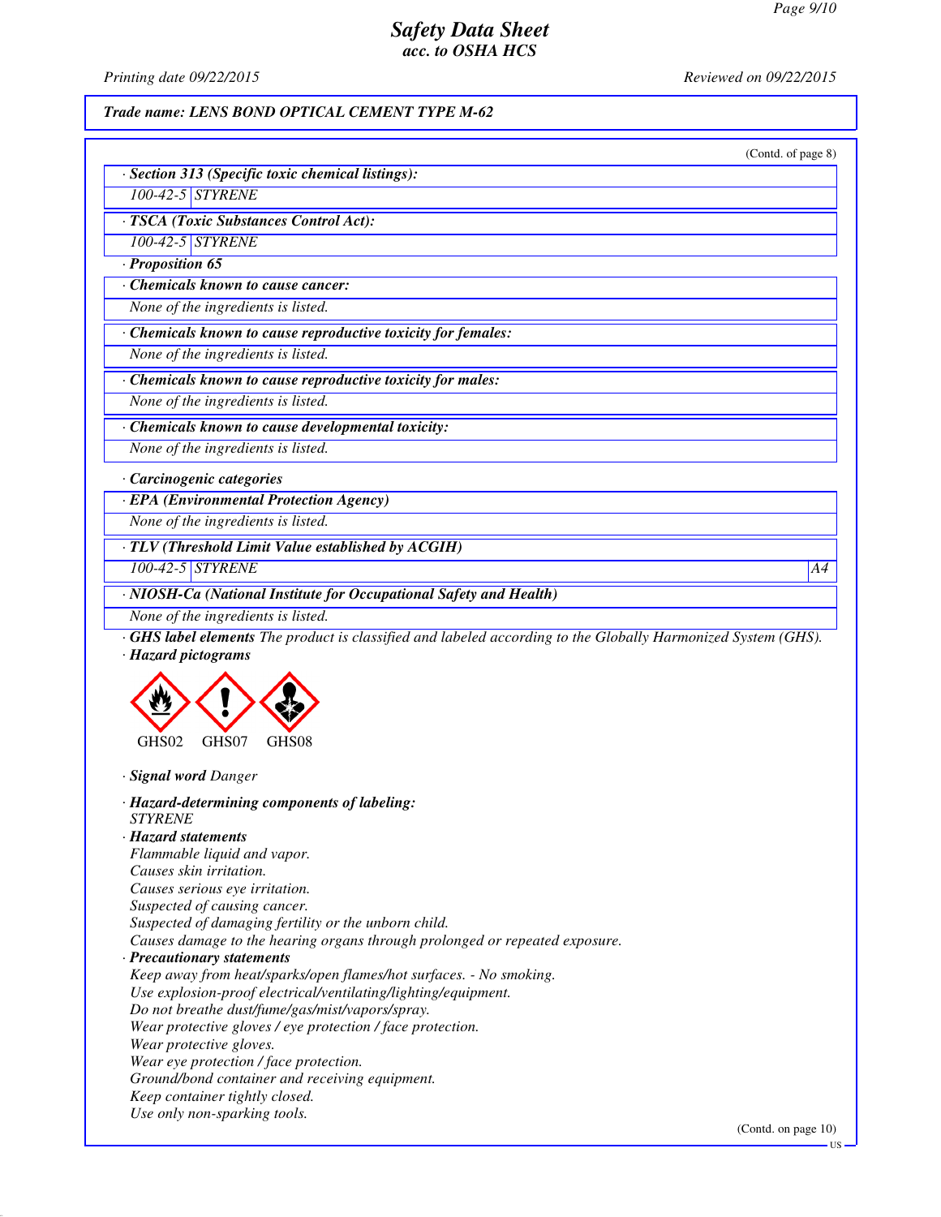*Trade name: LENS BOND OPTICAL CEMENT TYPE M-62*

(Contd. of page 8)

· **Section 313 (Specific toxic chemical listings):**

| | |
|---|---|
| 100-42-5 | STYRENE |

· **TSCA (Toxic Substances Control Act):**

| | |
|---|---|
| 100-42-5 | STYRENE |

· **Proposition 65**

· **Chemicals known to cause cancer:**

None of the ingredients is listed.

· **Chemicals known to cause reproductive toxicity for females:**

None of the ingredients is listed.

· **Chemicals known to cause reproductive toxicity for males:**

None of the ingredients is listed.

· **Chemicals known to cause developmental toxicity:**

None of the ingredients is listed.

· **Carcinogenic categories**

· **EPA (Environmental Protection Agency)**

None of the ingredients is listed.

· **TLV (Threshold Limit Value established by ACGIH)**

| | | |
|---|---|---|
| 100-42-5 | STYRENE | A4 |

· **NIOSH-Ca (National Institute for Occupational Safety and Health)**

None of the ingredients is listed.

· **GHS label elements** The product is classified and labeled according to the Globally Harmonized System (GHS).

· **Hazard pictograms**

GHS02 GHS07 GHS08

· **Signal word** Danger

· **Hazard-determining components of labeling:**
STYRENE

· **Hazard statements**
Flammable liquid and vapor.
Causes skin irritation.
Causes serious eye irritation.
Suspected of causing cancer.
Suspected of damaging fertility or the unborn child.
Causes damage to the hearing organs through prolonged or repeated exposure.

· **Precautionary statements**
Keep away from heat/sparks/open flames/hot surfaces. - No smoking.
Use explosion-proof electrical/ventilating/lighting/equipment.
Do not breathe dust/fume/gas/mist/vapors/spray.
Wear protective gloves / eye protection / face protection.
Wear protective gloves.
Wear eye protection / face protection.
Ground/bond container and receiving equipment.
Keep container tightly closed.
Use only non-sparking tools.

(Contd. on page 10)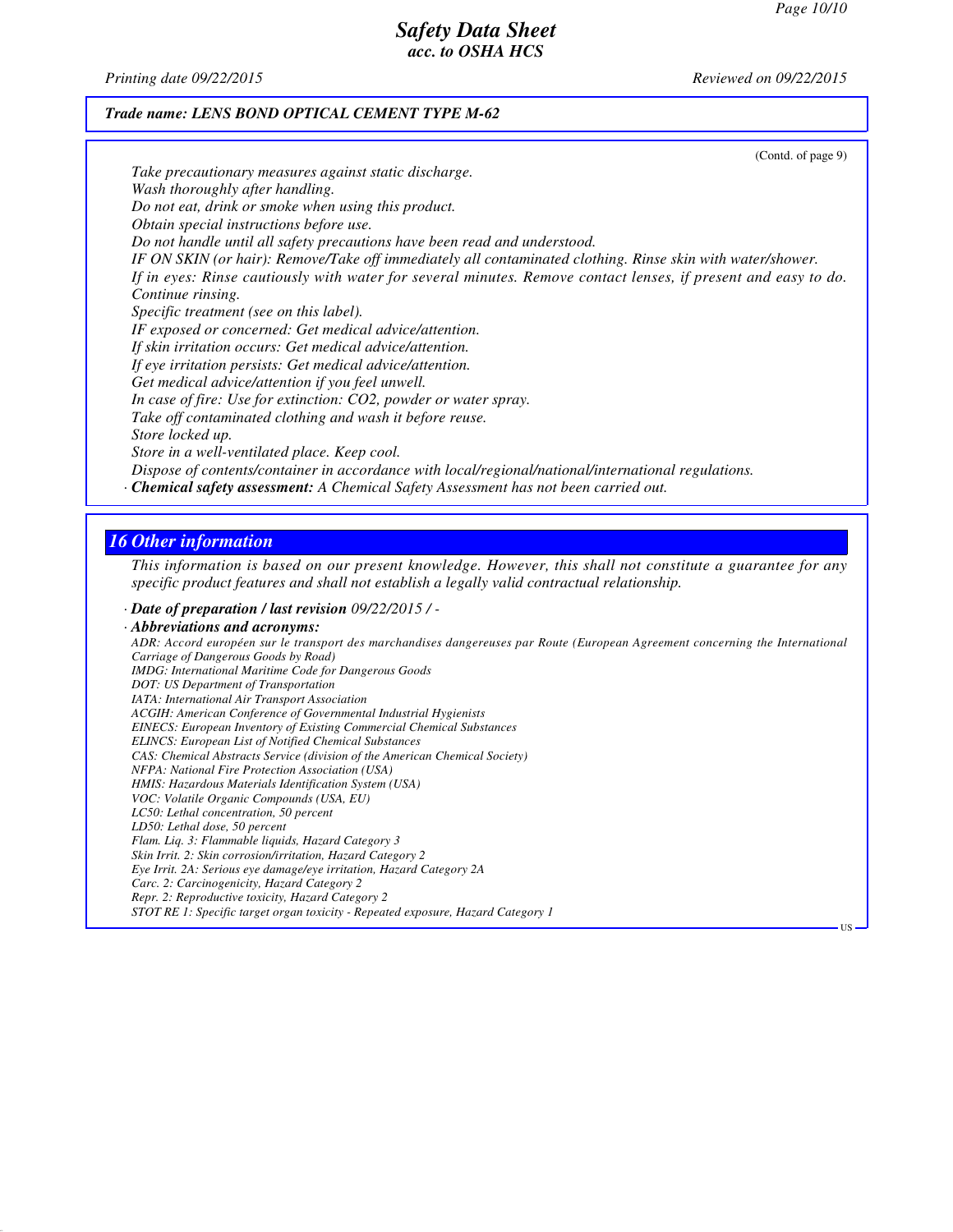**Trade name: LENS BOND OPTICAL CEMENT TYPE M-62**

(Contd. of page 9)

*Take precautionary measures against static discharge.*
*Wash thoroughly after handling.*
*Do not eat, drink or smoke when using this product.*
*Obtain special instructions before use.*
*Do not handle until all safety precautions have been read and understood.*
*IF ON SKIN (or hair): Remove/Take off immediately all contaminated clothing. Rinse skin with water/shower.*
*If in eyes: Rinse cautiously with water for several minutes. Remove contact lenses, if present and easy to do. Continue rinsing.*
*Specific treatment (see on this label).*
*IF exposed or concerned: Get medical advice/attention.*
*If skin irritation occurs: Get medical advice/attention.*
*If eye irritation persists: Get medical advice/attention.*
*Get medical advice/attention if you feel unwell.*
*In case of fire: Use for extinction: $CO_2$, powder or water spray.*
*Take off contaminated clothing and wash it before reuse.*
*Store locked up.*
*Store in a well-ventilated place. Keep cool.*
*Dispose of contents/container in accordance with local/regional/national/international regulations.*

· ***Chemical safety assessment:*** *A Chemical Safety Assessment has not been carried out.*

## 16 Other information

*This information is based on our present knowledge. However, this shall not constitute a guarantee for any specific product features and shall not establish a legally valid contractual relationship.*

· ***Date of preparation / last revision*** *09/22/2015 / -*

· ***Abbreviations and acronyms:***

*ADR: Accord européen sur le transport des marchandises dangereuses par Route (European Agreement concerning the International Carriage of Dangerous Goods by Road)*
*IMDG: International Maritime Code for Dangerous Goods*
*DOT: US Department of Transportation*
*IATA: International Air Transport Association*
*ACGIH: American Conference of Governmental Industrial Hygienists*
*EINECS: European Inventory of Existing Commercial Chemical Substances*
*ELINCS: European List of Notified Chemical Substances*
*CAS: Chemical Abstracts Service (division of the American Chemical Society)*
*NFPA: National Fire Protection Association (USA)*
*HMIS: Hazardous Materials Identification System (USA)*
*VOC: Volatile Organic Compounds (USA, EU)*
*LC50: Lethal concentration, 50 percent*
*LD50: Lethal dose, 50 percent*
*Flam. Liq. 3: Flammable liquids, Hazard Category 3*
*Skin Irrit. 2: Skin corrosion/irritation, Hazard Category 2*
*Eye Irrit. 2A: Serious eye damage/eye irritation, Hazard Category 2A*
*Carc. 2: Carcinogenicity, Hazard Category 2*
*Repr. 2: Reproductive toxicity, Hazard Category 2*
*STOT RE 1: Specific target organ toxicity - Repeated exposure, Hazard Category 1*